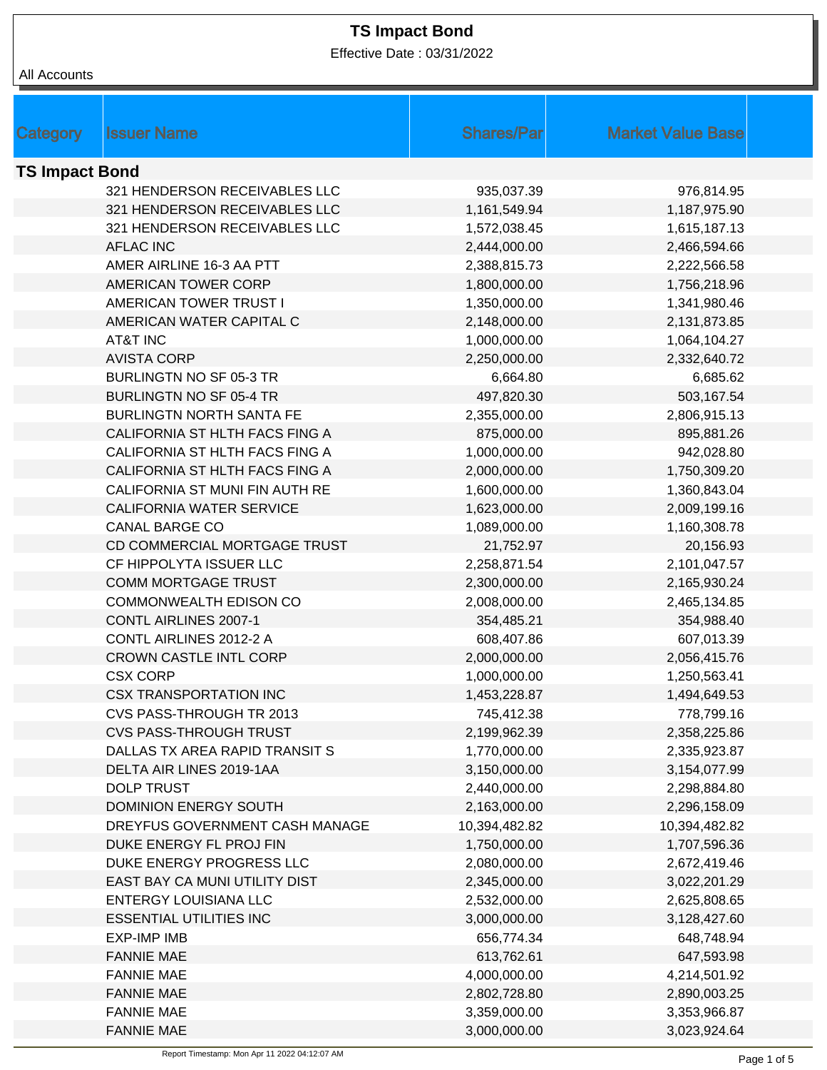# TS Impact Bond

Effective Date : 03/31/2022

All Accounts

| Category | Issuer Name | Shares/Par | Market Value Base |
|---|---|---|---|
| **TS Impact Bond** | | | |
| | 321 HENDERSON RECEIVABLES LLC | 935,037.39 | 976,814.95 |
| | 321 HENDERSON RECEIVABLES LLC | 1,161,549.94 | 1,187,975.90 |
| | 321 HENDERSON RECEIVABLES LLC | 1,572,038.45 | 1,615,187.13 |
| | AFLAC INC | 2,444,000.00 | 2,466,594.66 |
| | AMER AIRLINE 16-3 AA PTT | 2,388,815.73 | 2,222,566.58 |
| | AMERICAN TOWER CORP | 1,800,000.00 | 1,756,218.96 |
| | AMERICAN TOWER TRUST I | 1,350,000.00 | 1,341,980.46 |
| | AMERICAN WATER CAPITAL C | 2,148,000.00 | 2,131,873.85 |
| | AT&T INC | 1,000,000.00 | 1,064,104.27 |
| | AVISTA CORP | 2,250,000.00 | 2,332,640.72 |
| | BURLINGTN NO SF 05-3 TR | 6,664.80 | 6,685.62 |
| | BURLINGTN NO SF 05-4 TR | 497,820.30 | 503,167.54 |
| | BURLINGTN NORTH SANTA FE | 2,355,000.00 | 2,806,915.13 |
| | CALIFORNIA ST HLTH FACS FING A | 875,000.00 | 895,881.26 |
| | CALIFORNIA ST HLTH FACS FING A | 1,000,000.00 | 942,028.80 |
| | CALIFORNIA ST HLTH FACS FING A | 2,000,000.00 | 1,750,309.20 |
| | CALIFORNIA ST MUNI FIN AUTH RE | 1,600,000.00 | 1,360,843.04 |
| | CALIFORNIA WATER SERVICE | 1,623,000.00 | 2,009,199.16 |
| | CANAL BARGE CO | 1,089,000.00 | 1,160,308.78 |
| | CD COMMERCIAL MORTGAGE TRUST | 21,752.97 | 20,156.93 |
| | CF HIPPOLYTA ISSUER LLC | 2,258,871.54 | 2,101,047.57 |
| | COMM MORTGAGE TRUST | 2,300,000.00 | 2,165,930.24 |
| | COMMONWEALTH EDISON CO | 2,008,000.00 | 2,465,134.85 |
| | CONTL AIRLINES 2007-1 | 354,485.21 | 354,988.40 |
| | CONTL AIRLINES 2012-2 A | 608,407.86 | 607,013.39 |
| | CROWN CASTLE INTL CORP | 2,000,000.00 | 2,056,415.76 |
| | CSX CORP | 1,000,000.00 | 1,250,563.41 |
| | CSX TRANSPORTATION INC | 1,453,228.87 | 1,494,649.53 |
| | CVS PASS-THROUGH TR 2013 | 745,412.38 | 778,799.16 |
| | CVS PASS-THROUGH TRUST | 2,199,962.39 | 2,358,225.86 |
| | DALLAS TX AREA RAPID TRANSIT S | 1,770,000.00 | 2,335,923.87 |
| | DELTA AIR LINES 2019-1AA | 3,150,000.00 | 3,154,077.99 |
| | DOLP TRUST | 2,440,000.00 | 2,298,884.80 |
| | DOMINION ENERGY SOUTH | 2,163,000.00 | 2,296,158.09 |
| | DREYFUS GOVERNMENT CASH MANAGE | 10,394,482.82 | 10,394,482.82 |
| | DUKE ENERGY FL PROJ FIN | 1,750,000.00 | 1,707,596.36 |
| | DUKE ENERGY PROGRESS LLC | 2,080,000.00 | 2,672,419.46 |
| | EAST BAY CA MUNI UTILITY DIST | 2,345,000.00 | 3,022,201.29 |
| | ENTERGY LOUISIANA LLC | 2,532,000.00 | 2,625,808.65 |
| | ESSENTIAL UTILITIES INC | 3,000,000.00 | 3,128,427.60 |
| | EXP-IMP IMB | 656,774.34 | 648,748.94 |
| | FANNIE MAE | 613,762.61 | 647,593.98 |
| | FANNIE MAE | 4,000,000.00 | 4,214,501.92 |
| | FANNIE MAE | 2,802,728.80 | 2,890,003.25 |
| | FANNIE MAE | 3,359,000.00 | 3,353,966.87 |
| | FANNIE MAE | 3,000,000.00 | 3,023,924.64 |

Report Timestamp: Mon Apr 11 2022 04:12:07 AM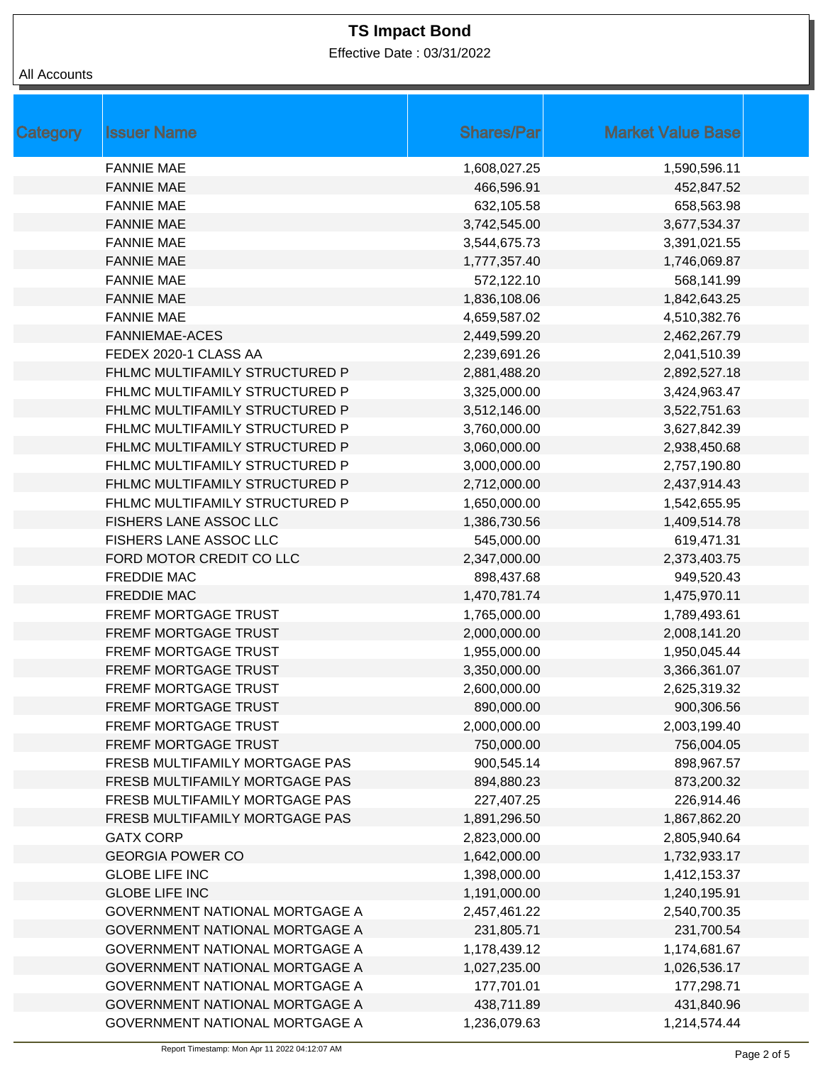# TS Impact Bond

Effective Date : 03/31/2022

All Accounts

| Category | Issuer Name | Shares/Par | Market Value Base |
|---|---|---|---|
| | FANNIE MAE | 1,608,027.25 | 1,590,596.11 |
| | FANNIE MAE | 466,596.91 | 452,847.52 |
| | FANNIE MAE | 632,105.58 | 658,563.98 |
| | FANNIE MAE | 3,742,545.00 | 3,677,534.37 |
| | FANNIE MAE | 3,544,675.73 | 3,391,021.55 |
| | FANNIE MAE | 1,777,357.40 | 1,746,069.87 |
| | FANNIE MAE | 572,122.10 | 568,141.99 |
| | FANNIE MAE | 1,836,108.06 | 1,842,643.25 |
| | FANNIE MAE | 4,659,587.02 | 4,510,382.76 |
| | FANNIEMAE-ACES | 2,449,599.20 | 2,462,267.79 |
| | FEDEX 2020-1 CLASS AA | 2,239,691.26 | 2,041,510.39 |
| | FHLMC MULTIFAMILY STRUCTURED P | 2,881,488.20 | 2,892,527.18 |
| | FHLMC MULTIFAMILY STRUCTURED P | 3,325,000.00 | 3,424,963.47 |
| | FHLMC MULTIFAMILY STRUCTURED P | 3,512,146.00 | 3,522,751.63 |
| | FHLMC MULTIFAMILY STRUCTURED P | 3,760,000.00 | 3,627,842.39 |
| | FHLMC MULTIFAMILY STRUCTURED P | 3,060,000.00 | 2,938,450.68 |
| | FHLMC MULTIFAMILY STRUCTURED P | 3,000,000.00 | 2,757,190.80 |
| | FHLMC MULTIFAMILY STRUCTURED P | 2,712,000.00 | 2,437,914.43 |
| | FHLMC MULTIFAMILY STRUCTURED P | 1,650,000.00 | 1,542,655.95 |
| | FISHERS LANE ASSOC LLC | 1,386,730.56 | 1,409,514.78 |
| | FISHERS LANE ASSOC LLC | 545,000.00 | 619,471.31 |
| | FORD MOTOR CREDIT CO LLC | 2,347,000.00 | 2,373,403.75 |
| | FREDDIE MAC | 898,437.68 | 949,520.43 |
| | FREDDIE MAC | 1,470,781.74 | 1,475,970.11 |
| | FREMF MORTGAGE TRUST | 1,765,000.00 | 1,789,493.61 |
| | FREMF MORTGAGE TRUST | 2,000,000.00 | 2,008,141.20 |
| | FREMF MORTGAGE TRUST | 1,955,000.00 | 1,950,045.44 |
| | FREMF MORTGAGE TRUST | 3,350,000.00 | 3,366,361.07 |
| | FREMF MORTGAGE TRUST | 2,600,000.00 | 2,625,319.32 |
| | FREMF MORTGAGE TRUST | 890,000.00 | 900,306.56 |
| | FREMF MORTGAGE TRUST | 2,000,000.00 | 2,003,199.40 |
| | FREMF MORTGAGE TRUST | 750,000.00 | 756,004.05 |
| | FRESB MULTIFAMILY MORTGAGE PAS | 900,545.14 | 898,967.57 |
| | FRESB MULTIFAMILY MORTGAGE PAS | 894,880.23 | 873,200.32 |
| | FRESB MULTIFAMILY MORTGAGE PAS | 227,407.25 | 226,914.46 |
| | FRESB MULTIFAMILY MORTGAGE PAS | 1,891,296.50 | 1,867,862.20 |
| | GATX CORP | 2,823,000.00 | 2,805,940.64 |
| | GEORGIA POWER CO | 1,642,000.00 | 1,732,933.17 |
| | GLOBE LIFE INC | 1,398,000.00 | 1,412,153.37 |
| | GLOBE LIFE INC | 1,191,000.00 | 1,240,195.91 |
| | GOVERNMENT NATIONAL MORTGAGE A | 2,457,461.22 | 2,540,700.35 |
| | GOVERNMENT NATIONAL MORTGAGE A | 231,805.71 | 231,700.54 |
| | GOVERNMENT NATIONAL MORTGAGE A | 1,178,439.12 | 1,174,681.67 |
| | GOVERNMENT NATIONAL MORTGAGE A | 1,027,235.00 | 1,026,536.17 |
| | GOVERNMENT NATIONAL MORTGAGE A | 177,701.01 | 177,298.71 |
| | GOVERNMENT NATIONAL MORTGAGE A | 438,711.89 | 431,840.96 |
| | GOVERNMENT NATIONAL MORTGAGE A | 1,236,079.63 | 1,214,574.44 |

Report Timestamp: Mon Apr 11 2022 04:12:07 AM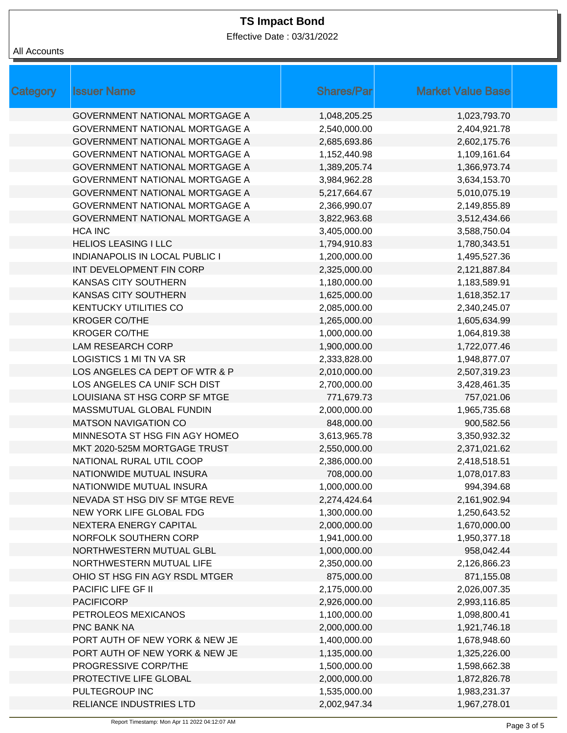# TS Impact Bond

Effective Date : 03/31/2022

All Accounts

| Category | Issuer Name | Shares/Par | Market Value Base |
|---|---|---|---|
| | GOVERNMENT NATIONAL MORTGAGE A | 1,048,205.25 | 1,023,793.70 |
| | GOVERNMENT NATIONAL MORTGAGE A | 2,540,000.00 | 2,404,921.78 |
| | GOVERNMENT NATIONAL MORTGAGE A | 2,685,693.86 | 2,602,175.76 |
| | GOVERNMENT NATIONAL MORTGAGE A | 1,152,440.98 | 1,109,161.64 |
| | GOVERNMENT NATIONAL MORTGAGE A | 1,389,205.74 | 1,366,973.74 |
| | GOVERNMENT NATIONAL MORTGAGE A | 3,984,962.28 | 3,634,153.70 |
| | GOVERNMENT NATIONAL MORTGAGE A | 5,217,664.67 | 5,010,075.19 |
| | GOVERNMENT NATIONAL MORTGAGE A | 2,366,990.07 | 2,149,855.89 |
| | GOVERNMENT NATIONAL MORTGAGE A | 3,822,963.68 | 3,512,434.66 |
| | HCA INC | 3,405,000.00 | 3,588,750.04 |
| | HELIOS LEASING I LLC | 1,794,910.83 | 1,780,343.51 |
| | INDIANAPOLIS IN LOCAL PUBLIC I | 1,200,000.00 | 1,495,527.36 |
| | INT DEVELOPMENT FIN CORP | 2,325,000.00 | 2,121,887.84 |
| | KANSAS CITY SOUTHERN | 1,180,000.00 | 1,183,589.91 |
| | KANSAS CITY SOUTHERN | 1,625,000.00 | 1,618,352.17 |
| | KENTUCKY UTILITIES CO | 2,085,000.00 | 2,340,245.07 |
| | KROGER CO/THE | 1,265,000.00 | 1,605,634.99 |
| | KROGER CO/THE | 1,000,000.00 | 1,064,819.38 |
| | LAM RESEARCH CORP | 1,900,000.00 | 1,722,077.46 |
| | LOGISTICS 1 MI TN VA SR | 2,333,828.00 | 1,948,877.07 |
| | LOS ANGELES CA DEPT OF WTR & P | 2,010,000.00 | 2,507,319.23 |
| | LOS ANGELES CA UNIF SCH DIST | 2,700,000.00 | 3,428,461.35 |
| | LOUISIANA ST HSG CORP SF MTGE | 771,679.73 | 757,021.06 |
| | MASSMUTUAL GLOBAL FUNDIN | 2,000,000.00 | 1,965,735.68 |
| | MATSON NAVIGATION CO | 848,000.00 | 900,582.56 |
| | MINNESOTA ST HSG FIN AGY HOMEO | 3,613,965.78 | 3,350,932.32 |
| | MKT 2020-525M MORTGAGE TRUST | 2,550,000.00 | 2,371,021.62 |
| | NATIONAL RURAL UTIL COOP | 2,386,000.00 | 2,418,518.51 |
| | NATIONWIDE MUTUAL INSURA | 708,000.00 | 1,078,017.83 |
| | NATIONWIDE MUTUAL INSURA | 1,000,000.00 | 994,394.68 |
| | NEVADA ST HSG DIV SF MTGE REVE | 2,274,424.64 | 2,161,902.94 |
| | NEW YORK LIFE GLOBAL FDG | 1,300,000.00 | 1,250,643.52 |
| | NEXTERA ENERGY CAPITAL | 2,000,000.00 | 1,670,000.00 |
| | NORFOLK SOUTHERN CORP | 1,941,000.00 | 1,950,377.18 |
| | NORTHWESTERN MUTUAL GLBL | 1,000,000.00 | 958,042.44 |
| | NORTHWESTERN MUTUAL LIFE | 2,350,000.00 | 2,126,866.23 |
| | OHIO ST HSG FIN AGY RSDL MTGER | 875,000.00 | 871,155.08 |
| | PACIFIC LIFE GF II | 2,175,000.00 | 2,026,007.35 |
| | PACIFICORP | 2,926,000.00 | 2,993,116.85 |
| | PETROLEOS MEXICANOS | 1,100,000.00 | 1,098,800.41 |
| | PNC BANK NA | 2,000,000.00 | 1,921,746.18 |
| | PORT AUTH OF NEW YORK & NEW JE | 1,400,000.00 | 1,678,948.60 |
| | PORT AUTH OF NEW YORK & NEW JE | 1,135,000.00 | 1,325,226.00 |
| | PROGRESSIVE CORP/THE | 1,500,000.00 | 1,598,662.38 |
| | PROTECTIVE LIFE GLOBAL | 2,000,000.00 | 1,872,826.78 |
| | PULTEGROUP INC | 1,535,000.00 | 1,983,231.37 |
| | RELIANCE INDUSTRIES LTD | 2,002,947.34 | 1,967,278.01 |

Report Timestamp: Mon Apr 11 2022 04:12:07 AM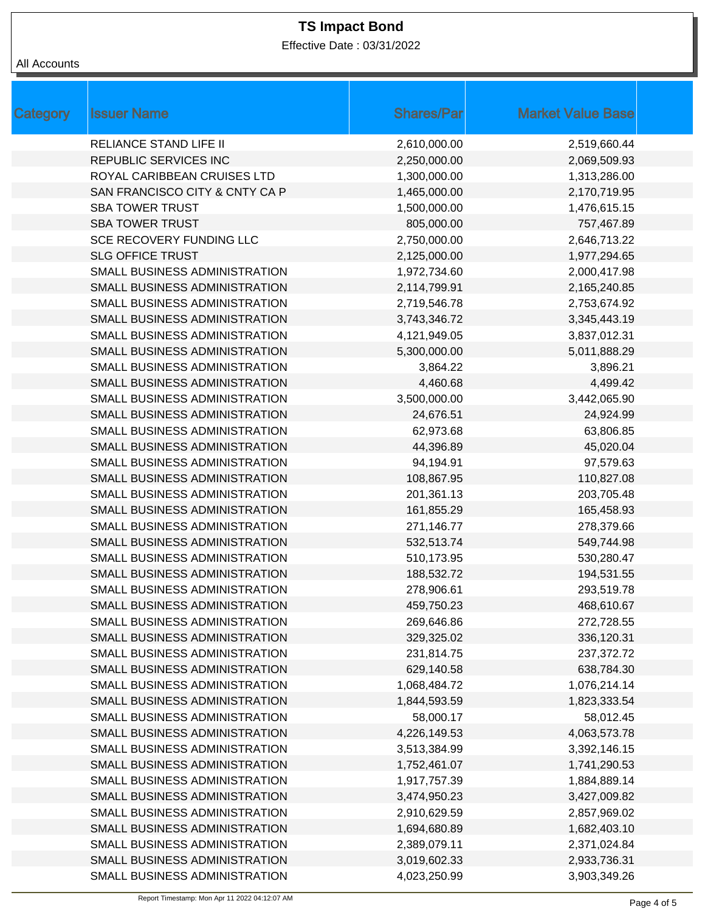# TS Impact Bond

Effective Date : 03/31/2022

All Accounts

| Category | Issuer Name | Shares/Par | Market Value Base |
|---|---|---|---|
| | RELIANCE STAND LIFE II | 2,610,000.00 | 2,519,660.44 |
| | REPUBLIC SERVICES INC | 2,250,000.00 | 2,069,509.93 |
| | ROYAL CARIBBEAN CRUISES LTD | 1,300,000.00 | 1,313,286.00 |
| | SAN FRANCISCO CITY & CNTY CA P | 1,465,000.00 | 2,170,719.95 |
| | SBA TOWER TRUST | 1,500,000.00 | 1,476,615.15 |
| | SBA TOWER TRUST | 805,000.00 | 757,467.89 |
| | SCE RECOVERY FUNDING LLC | 2,750,000.00 | 2,646,713.22 |
| | SLG OFFICE TRUST | 2,125,000.00 | 1,977,294.65 |
| | SMALL BUSINESS ADMINISTRATION | 1,972,734.60 | 2,000,417.98 |
| | SMALL BUSINESS ADMINISTRATION | 2,114,799.91 | 2,165,240.85 |
| | SMALL BUSINESS ADMINISTRATION | 2,719,546.78 | 2,753,674.92 |
| | SMALL BUSINESS ADMINISTRATION | 3,743,346.72 | 3,345,443.19 |
| | SMALL BUSINESS ADMINISTRATION | 4,121,949.05 | 3,837,012.31 |
| | SMALL BUSINESS ADMINISTRATION | 5,300,000.00 | 5,011,888.29 |
| | SMALL BUSINESS ADMINISTRATION | 3,864.22 | 3,896.21 |
| | SMALL BUSINESS ADMINISTRATION | 4,460.68 | 4,499.42 |
| | SMALL BUSINESS ADMINISTRATION | 3,500,000.00 | 3,442,065.90 |
| | SMALL BUSINESS ADMINISTRATION | 24,676.51 | 24,924.99 |
| | SMALL BUSINESS ADMINISTRATION | 62,973.68 | 63,806.85 |
| | SMALL BUSINESS ADMINISTRATION | 44,396.89 | 45,020.04 |
| | SMALL BUSINESS ADMINISTRATION | 94,194.91 | 97,579.63 |
| | SMALL BUSINESS ADMINISTRATION | 108,867.95 | 110,827.08 |
| | SMALL BUSINESS ADMINISTRATION | 201,361.13 | 203,705.48 |
| | SMALL BUSINESS ADMINISTRATION | 161,855.29 | 165,458.93 |
| | SMALL BUSINESS ADMINISTRATION | 271,146.77 | 278,379.66 |
| | SMALL BUSINESS ADMINISTRATION | 532,513.74 | 549,744.98 |
| | SMALL BUSINESS ADMINISTRATION | 510,173.95 | 530,280.47 |
| | SMALL BUSINESS ADMINISTRATION | 188,532.72 | 194,531.55 |
| | SMALL BUSINESS ADMINISTRATION | 278,906.61 | 293,519.78 |
| | SMALL BUSINESS ADMINISTRATION | 459,750.23 | 468,610.67 |
| | SMALL BUSINESS ADMINISTRATION | 269,646.86 | 272,728.55 |
| | SMALL BUSINESS ADMINISTRATION | 329,325.02 | 336,120.31 |
| | SMALL BUSINESS ADMINISTRATION | 231,814.75 | 237,372.72 |
| | SMALL BUSINESS ADMINISTRATION | 629,140.58 | 638,784.30 |
| | SMALL BUSINESS ADMINISTRATION | 1,068,484.72 | 1,076,214.14 |
| | SMALL BUSINESS ADMINISTRATION | 1,844,593.59 | 1,823,333.54 |
| | SMALL BUSINESS ADMINISTRATION | 58,000.17 | 58,012.45 |
| | SMALL BUSINESS ADMINISTRATION | 4,226,149.53 | 4,063,573.78 |
| | SMALL BUSINESS ADMINISTRATION | 3,513,384.99 | 3,392,146.15 |
| | SMALL BUSINESS ADMINISTRATION | 1,752,461.07 | 1,741,290.53 |
| | SMALL BUSINESS ADMINISTRATION | 1,917,757.39 | 1,884,889.14 |
| | SMALL BUSINESS ADMINISTRATION | 3,474,950.23 | 3,427,009.82 |
| | SMALL BUSINESS ADMINISTRATION | 2,910,629.59 | 2,857,969.02 |
| | SMALL BUSINESS ADMINISTRATION | 1,694,680.89 | 1,682,403.10 |
| | SMALL BUSINESS ADMINISTRATION | 2,389,079.11 | 2,371,024.84 |
| | SMALL BUSINESS ADMINISTRATION | 3,019,602.33 | 2,933,736.31 |
| | SMALL BUSINESS ADMINISTRATION | 4,023,250.99 | 3,903,349.26 |

Report Timestamp: Mon Apr 11 2022 04:12:07 AM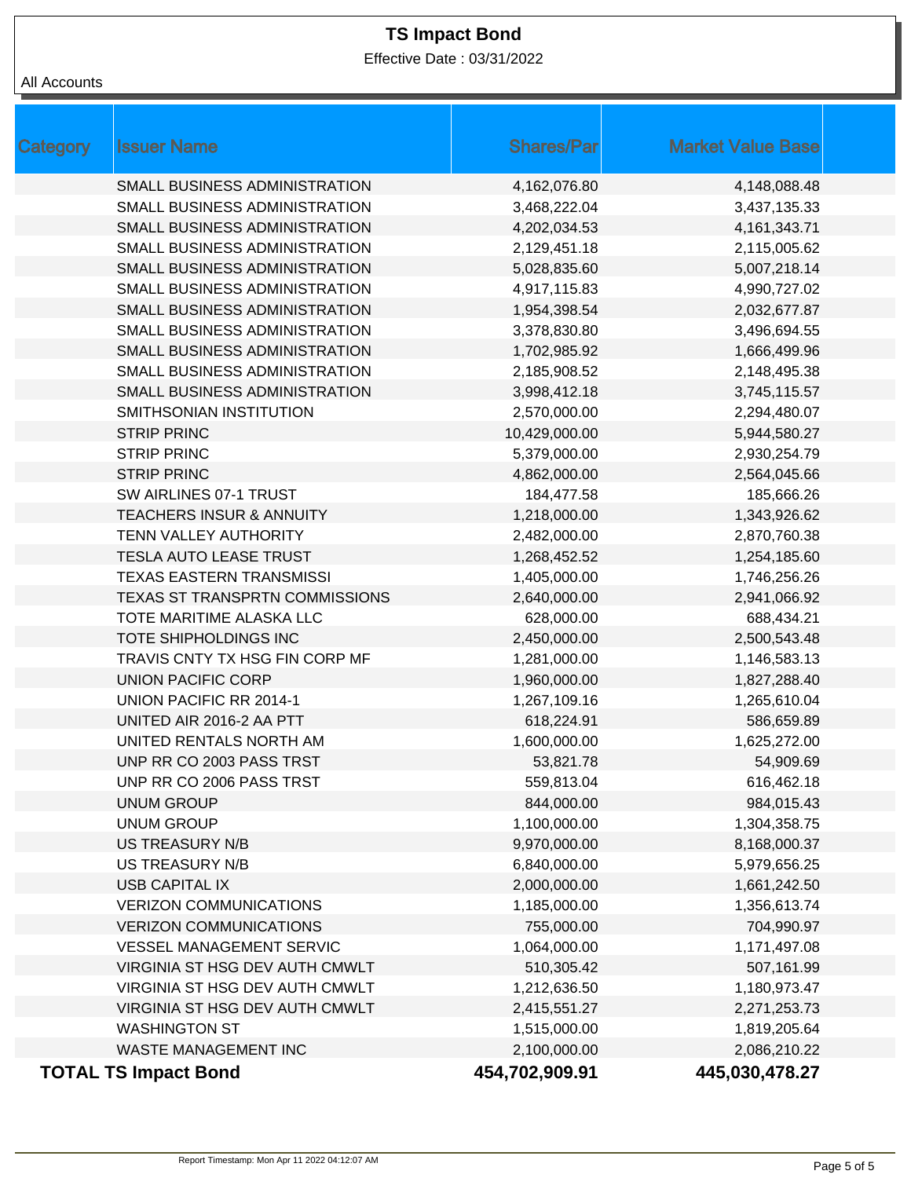# TS Impact Bond

Effective Date : 03/31/2022

All Accounts

| Category | Issuer Name | Shares/Par | Market Value Base |
|---|---|---|---|
| | SMALL BUSINESS ADMINISTRATION | 4,162,076.80 | 4,148,088.48 |
| | SMALL BUSINESS ADMINISTRATION | 3,468,222.04 | 3,437,135.33 |
| | SMALL BUSINESS ADMINISTRATION | 4,202,034.53 | 4,161,343.71 |
| | SMALL BUSINESS ADMINISTRATION | 2,129,451.18 | 2,115,005.62 |
| | SMALL BUSINESS ADMINISTRATION | 5,028,835.60 | 5,007,218.14 |
| | SMALL BUSINESS ADMINISTRATION | 4,917,115.83 | 4,990,727.02 |
| | SMALL BUSINESS ADMINISTRATION | 1,954,398.54 | 2,032,677.87 |
| | SMALL BUSINESS ADMINISTRATION | 3,378,830.80 | 3,496,694.55 |
| | SMALL BUSINESS ADMINISTRATION | 1,702,985.92 | 1,666,499.96 |
| | SMALL BUSINESS ADMINISTRATION | 2,185,908.52 | 2,148,495.38 |
| | SMALL BUSINESS ADMINISTRATION | 3,998,412.18 | 3,745,115.57 |
| | SMITHSONIAN INSTITUTION | 2,570,000.00 | 2,294,480.07 |
| | STRIP PRINC | 10,429,000.00 | 5,944,580.27 |
| | STRIP PRINC | 5,379,000.00 | 2,930,254.79 |
| | STRIP PRINC | 4,862,000.00 | 2,564,045.66 |
| | SW AIRLINES 07-1 TRUST | 184,477.58 | 185,666.26 |
| | TEACHERS INSUR & ANNUITY | 1,218,000.00 | 1,343,926.62 |
| | TENN VALLEY AUTHORITY | 2,482,000.00 | 2,870,760.38 |
| | TESLA AUTO LEASE TRUST | 1,268,452.52 | 1,254,185.60 |
| | TEXAS EASTERN TRANSMISSI | 1,405,000.00 | 1,746,256.26 |
| | TEXAS ST TRANSPRTN COMMISSIONS | 2,640,000.00 | 2,941,066.92 |
| | TOTE MARITIME ALASKA LLC | 628,000.00 | 688,434.21 |
| | TOTE SHIPHOLDINGS INC | 2,450,000.00 | 2,500,543.48 |
| | TRAVIS CNTY TX HSG FIN CORP MF | 1,281,000.00 | 1,146,583.13 |
| | UNION PACIFIC CORP | 1,960,000.00 | 1,827,288.40 |
| | UNION PACIFIC RR 2014-1 | 1,267,109.16 | 1,265,610.04 |
| | UNITED AIR 2016-2 AA PTT | 618,224.91 | 586,659.89 |
| | UNITED RENTALS NORTH AM | 1,600,000.00 | 1,625,272.00 |
| | UNP RR CO 2003 PASS TRST | 53,821.78 | 54,909.69 |
| | UNP RR CO 2006 PASS TRST | 559,813.04 | 616,462.18 |
| | UNUM GROUP | 844,000.00 | 984,015.43 |
| | UNUM GROUP | 1,100,000.00 | 1,304,358.75 |
| | US TREASURY N/B | 9,970,000.00 | 8,168,000.37 |
| | US TREASURY N/B | 6,840,000.00 | 5,979,656.25 |
| | USB CAPITAL IX | 2,000,000.00 | 1,661,242.50 |
| | VERIZON COMMUNICATIONS | 1,185,000.00 | 1,356,613.74 |
| | VERIZON COMMUNICATIONS | 755,000.00 | 704,990.97 |
| | VESSEL MANAGEMENT SERVIC | 1,064,000.00 | 1,171,497.08 |
| | VIRGINIA ST HSG DEV AUTH CMWLT | 510,305.42 | 507,161.99 |
| | VIRGINIA ST HSG DEV AUTH CMWLT | 1,212,636.50 | 1,180,973.47 |
| | VIRGINIA ST HSG DEV AUTH CMWLT | 2,415,551.27 | 2,271,253.73 |
| | WASHINGTON ST | 1,515,000.00 | 1,819,205.64 |
| | WASTE MANAGEMENT INC | 2,100,000.00 | 2,086,210.22 |
| **TOTAL TS Impact Bond** | | **454,702,909.91** | **445,030,478.27** |

Report Timestamp: Mon Apr 11 2022 04:12:07 AM